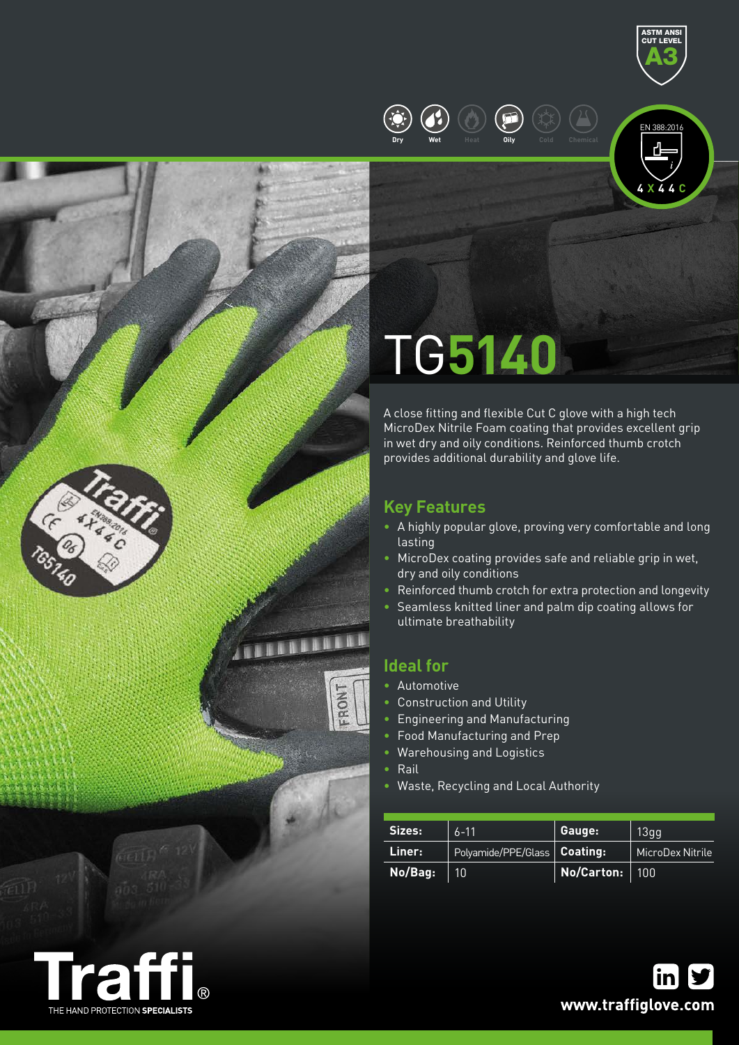ASTM ANSI CUT LEVEL A3

Dry | Wet | Heat | Oily | Cold | Chemical

EN 388:2016

4 X 4 4 C

# TG5140

A close fitting and flexible Cut C glove with a high tech MicroDex Nitrile Foam coating that provides excellent grip in wet dry and oily conditions. Reinforced thumb crotch provides additional durability and glove life.

## Key Features

- A highly popular glove, proving very comfortable and long lasting
- MicroDex coating provides safe and reliable grip in wet, dry and oily conditions
- Reinforced thumb crotch for extra protection and longevity
- Seamless knitted liner and palm dip coating allows for ultimate breathability

## Ideal for

- Automotive
- Construction and Utility
- Engineering and Manufacturing
- Food Manufacturing and Prep
- Warehousing and Logistics
- Rail
- Waste, Recycling and Local Authority

| | | | |
|---|---|---|---|
| **Sizes:** | 6-11 | **Gauge:** | 13gg |
| **Liner:** | Polyamide/PPE/Glass | **Coating:** | MicroDex Nitrile |
| **No/Bag:** | 10 | **No/Carton:** | 100 |

**Traffi®** THE HAND PROTECTION **SPECIALISTS**

**www.traffiglove.com**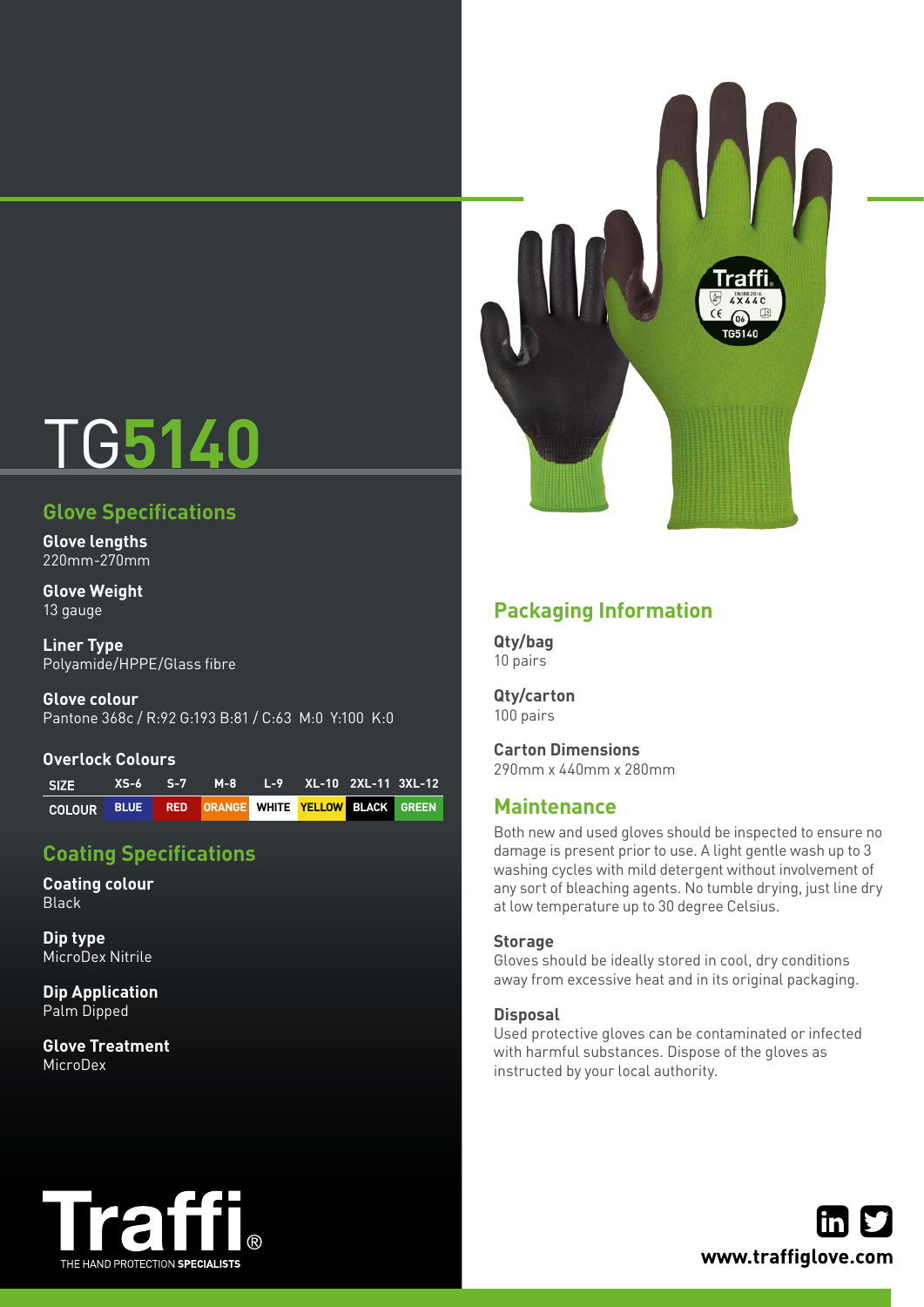# TG5140

## Glove Specifications

**Glove lengths**
220mm-270mm

**Glove Weight**
13 gauge

**Liner Type**
Polyamide/HPPE/Glass fibre

**Glove colour**
Pantone 368c / R:92 G:193 B:81 / C:63 M:0 Y:100 K:0

**Overlock Colours**

| SIZE | XS-6 | S-7 | M-8 | L-9 | XL-10 | 2XL-11 | 3XL-12 |
|---|---|---|---|---|---|---|---|
| COLOUR | BLUE | RED | ORANGE | WHITE | YELLOW | BLACK | GREEN |

## Coating Specifications

**Coating colour**
Black

**Dip type**
MicroDex Nitrile

**Dip Application**
Palm Dipped

**Glove Treatment**
MicroDex

## Packaging Information

**Qty/bag**
10 pairs

**Qty/carton**
100 pairs

**Carton Dimensions**
290mm x 440mm x 280mm

## Maintenance

Both new and used gloves should be inspected to ensure no damage is present prior to use. A light gentle wash up to 3 washing cycles with mild detergent without involvement of any sort of bleaching agents. No tumble drying, just line dry at low temperature up to 30 degree Celsius.

**Storage**
Gloves should be ideally stored in cool, dry conditions away from excessive heat and in its original packaging.

**Disposal**
Used protective gloves can be contaminated or infected with harmful substances. Dispose of the gloves as instructed by your local authority.

Traffi® THE HAND PROTECTION SPECIALISTS

www.traffiglove.com